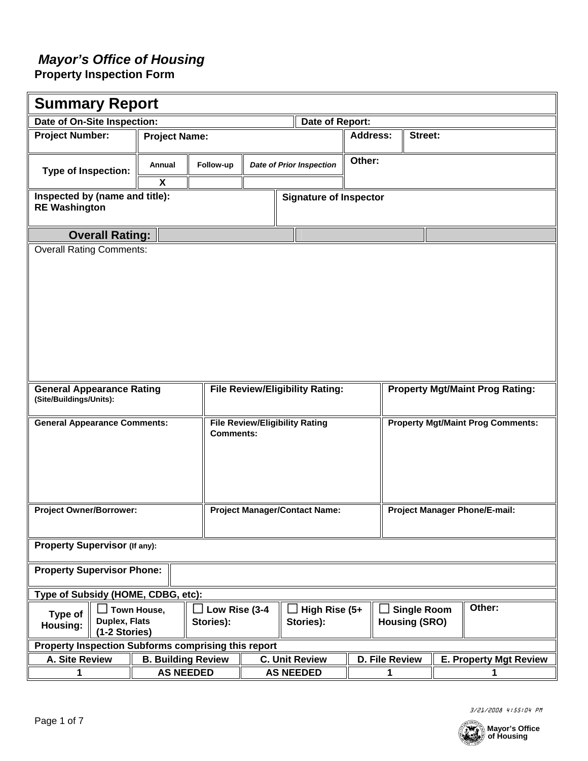***Mayor's Office of Housing***
**Property Inspection Form**

# Summary Report

| | | | | | |
|---|---|---|---|---|---|
| **Date of On-Site Inspection:** | | | | **Date of Report:** | |
| **Project Number:** | **Project Name:** | | | **Address:** | **Street:** |
| **Type of Inspection:** | Annual | Follow-up | *Date of Prior Inspection* | **Other:** | |
| | X | | | | |
| **Inspected by (name and title):** RE Washington | | | | **Signature of Inspector** | |

**Overall Rating:**

Overall Rating Comments:

| | | |
|---|---|---|
| **General Appearance Rating** (Site/Buildings/Units): | **File Review/Eligibility Rating:** | **Property Mgt/Maint Prog Rating:** |
| **General Appearance Comments:** | **File Review/Eligibility Rating Comments:** | **Property Mgt/Maint Prog Comments:** |
| **Project Owner/Borrower:** | **Project Manager/Contact Name:** | **Project Manager Phone/E-mail:** |

**Property Supervisor** (If any):

**Property Supervisor Phone:**

**Type of Subsidy (HOME, CDBG, etc):**

| | | | | | |
|---|---|---|---|---|---|
| **Type of Housing:** | ☐ Town House, Duplex, Flats (1-2 Stories) | ☐ Low Rise (3-4 Stories): | ☐ High Rise (5+ Stories): | ☐ Single Room Housing (SRO) | Other: |

**Property Inspection Subforms comprising this report**

| A. Site Review | B. Building Review | C. Unit Review | D. File Review | E. Property Mgt Review |
|---|---|---|---|---|
| 1 | AS NEEDED | AS NEEDED | 1 | 1 |

3/21/2008 4:55:04 PM

Mayor's Office of Housing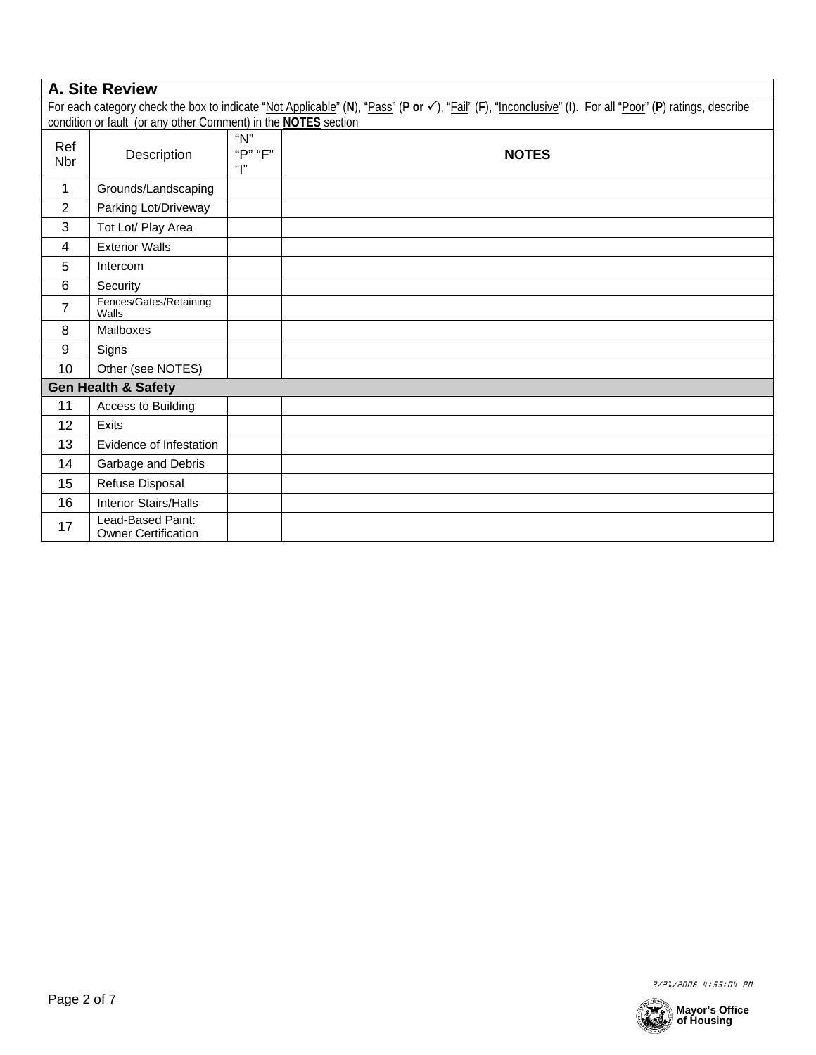## A. Site Review

For each category check the box to indicate "Not Applicable" (**N**), "Pass" (**P or ✓**), "Fail" (**F**), "Inconclusive" (**I**). For all "Poor" (**P**) ratings, describe condition or fault (or any other Comment) in the **NOTES** section

| Ref Nbr | Description | "N" "P" "F" "I" | **NOTES** |
|---|---|---|---|
| 1 | Grounds/Landscaping | | |
| 2 | Parking Lot/Driveway | | |
| 3 | Tot Lot/ Play Area | | |
| 4 | Exterior Walls | | |
| 5 | Intercom | | |
| 6 | Security | | |
| 7 | Fences/Gates/Retaining Walls | | |
| 8 | Mailboxes | | |
| 9 | Signs | | |
| 10 | Other (see NOTES) | | |
| **Gen Health & Safety** | | | |
| 11 | Access to Building | | |
| 12 | Exits | | |
| 13 | Evidence of Infestation | | |
| 14 | Garbage and Debris | | |
| 15 | Refuse Disposal | | |
| 16 | Interior Stairs/Halls | | |
| 17 | Lead-Based Paint: Owner Certification | | |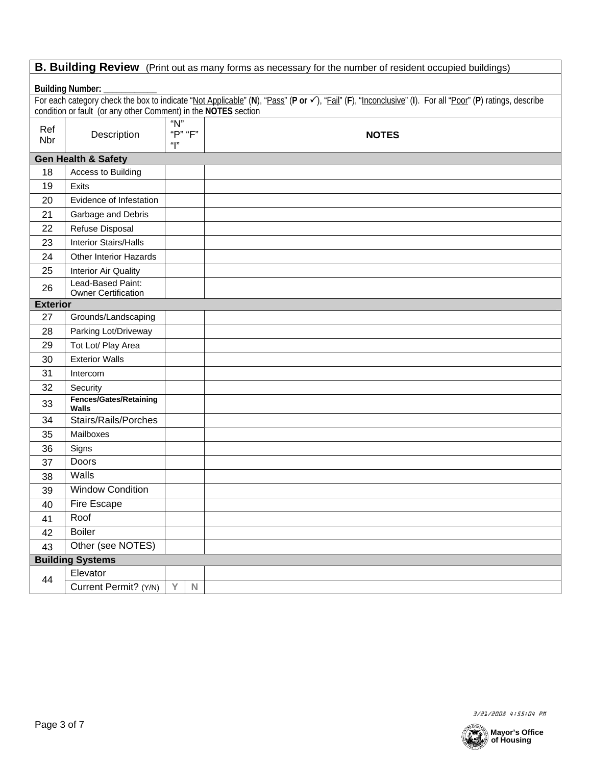## B. Building Review (Print out as many forms as necessary for the number of resident occupied buildings)

**Building Number:** ___________

For each category check the box to indicate "Not Applicable" (**N**), "Pass" (**P or ✓**), "Fail" (**F**), "Inconclusive" (**I**). For all "Poor" (**P**) ratings, describe condition or fault (or any other Comment) in the **NOTES** section

| Ref Nbr | Description | "N" "P" "F" "I" | | NOTES |
|---|---|---|---|---|
| **Gen Health & Safety** | | | | |
| 18 | Access to Building | | | |
| 19 | Exits | | | |
| 20 | Evidence of Infestation | | | |
| 21 | Garbage and Debris | | | |
| 22 | Refuse Disposal | | | |
| 23 | Interior Stairs/Halls | | | |
| 24 | Other Interior Hazards | | | |
| 25 | Interior Air Quality | | | |
| 26 | Lead-Based Paint: Owner Certification | | | |
| **Exterior** | | | | |
| 27 | Grounds/Landscaping | | | |
| 28 | Parking Lot/Driveway | | | |
| 29 | Tot Lot/ Play Area | | | |
| 30 | Exterior Walls | | | |
| 31 | Intercom | | | |
| 32 | Security | | | |
| 33 | Fences/Gates/Retaining Walls | | | |
| 34 | Stairs/Rails/Porches | | | |
| 35 | Mailboxes | | | |
| 36 | Signs | | | |
| 37 | Doors | | | |
| 38 | Walls | | | |
| 39 | Window Condition | | | |
| 40 | Fire Escape | | | |
| 41 | Roof | | | |
| 42 | Boiler | | | |
| 43 | Other (see NOTES) | | | |
| **Building Systems** | | | | |
| 44 | Elevator | | | |
| | Current Permit? (Y/N) | Y | N | |

3/21/2008 4:55:04 PM

Mayor's Office of Housing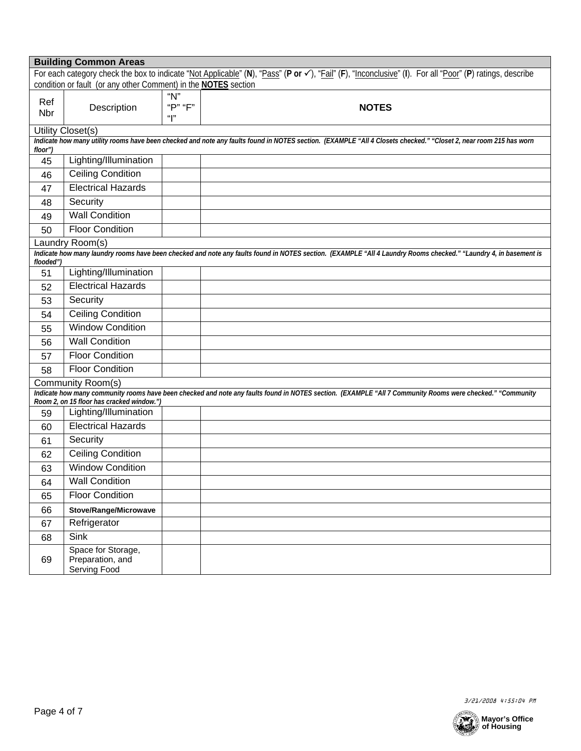| Building Common Areas | | | |
|---|---|---|---|
| For each category check the box to indicate "Not Applicable" (**N**), "Pass" (**P or ✓**), "Fail" (**F**), "Inconclusive" (**I**). For all "Poor" (**P**) ratings, describe condition or fault (or any other Comment) in the **NOTES** section | | | |
| Ref Nbr | Description | "N" "P" "F" "I" | **NOTES** |
| Utility Closet(s) | | | |
| *Indicate how many utility rooms have been checked and note any faults found in NOTES section. (EXAMPLE "All 4 Closets checked." "Closet 2, near room 215 has worn floor")* | | | |
| 45 | Lighting/Illumination | | |
| 46 | Ceiling Condition | | |
| 47 | Electrical Hazards | | |
| 48 | Security | | |
| 49 | Wall Condition | | |
| 50 | Floor Condition | | |
| Laundry Room(s) | | | |
| *Indicate how many laundry rooms have been checked and note any faults found in NOTES section. (EXAMPLE "All 4 Laundry Rooms checked." "Laundry 4, in basement is flooded")* | | | |
| 51 | Lighting/Illumination | | |
| 52 | Electrical Hazards | | |
| 53 | Security | | |
| 54 | Ceiling Condition | | |
| 55 | Window Condition | | |
| 56 | Wall Condition | | |
| 57 | Floor Condition | | |
| 58 | Floor Condition | | |
| Community Room(s) | | | |
| *Indicate how many community rooms have been checked and note any faults found in NOTES section. (EXAMPLE "All 7 Community Rooms were checked." "Community Room 2, on 15 floor has cracked window.")* | | | |
| 59 | Lighting/Illumination | | |
| 60 | Electrical Hazards | | |
| 61 | Security | | |
| 62 | Ceiling Condition | | |
| 63 | Window Condition | | |
| 64 | Wall Condition | | |
| 65 | Floor Condition | | |
| 66 | **Stove/Range/Microwave** | | |
| 67 | Refrigerator | | |
| 68 | Sink | | |
| 69 | Space for Storage, Preparation, and Serving Food | | |

3/21/2008 4:55:04 PM

Mayor's Office of Housing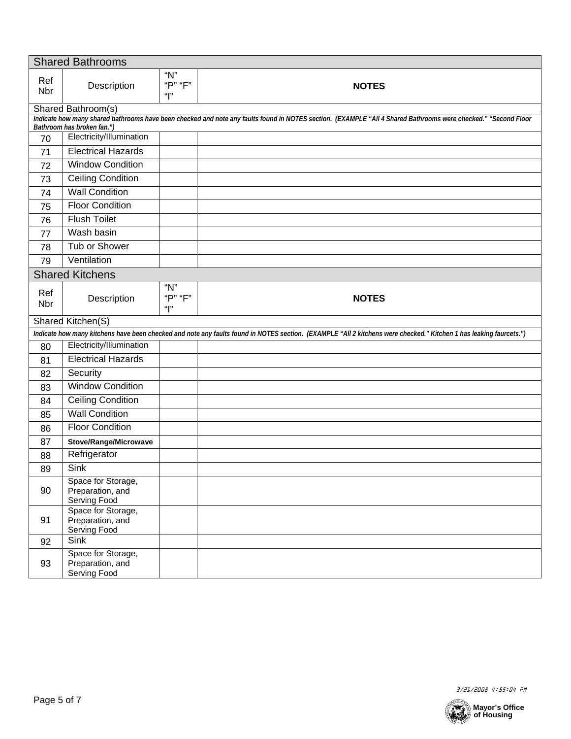| Shared Bathrooms | | | |
|---|---|---|---|
| Ref Nbr | Description | “N” “P” “F” “I” | **NOTES** |
| Shared Bathroom(s) | | | |
| ***Indicate how many shared bathrooms have been checked and note any faults found in NOTES section. (EXAMPLE “All 4 Shared Bathrooms were checked.” “Second Floor Bathroom has broken fan.”)*** | | | |
| 70 | Electricity/Illumination | | |
| 71 | Electrical Hazards | | |
| 72 | Window Condition | | |
| 73 | Ceiling Condition | | |
| 74 | Wall Condition | | |
| 75 | Floor Condition | | |
| 76 | Flush Toilet | | |
| 77 | Wash basin | | |
| 78 | Tub or Shower | | |
| 79 | Ventilation | | |

| Shared Kitchens | | | |
|---|---|---|---|
| Ref Nbr | Description | “N” “P” “F” “I” | **NOTES** |
| Shared Kitchen(S) | | | |
| ***Indicate how many kitchens have been checked and note any faults found in NOTES section. (EXAMPLE “All 2 kitchens were checked.” Kitchen 1 has leaking faurcets.”)*** | | | |
| 80 | Electricity/Illumination | | |
| 81 | Electrical Hazards | | |
| 82 | Security | | |
| 83 | Window Condition | | |
| 84 | Ceiling Condition | | |
| 85 | Wall Condition | | |
| 86 | Floor Condition | | |
| 87 | **Stove/Range/Microwave** | | |
| 88 | Refrigerator | | |
| 89 | Sink | | |
| 90 | Space for Storage, Preparation, and Serving Food | | |
| 91 | Space for Storage, Preparation, and Serving Food | | |
| 92 | Sink | | |
| 93 | Space for Storage, Preparation, and Serving Food | | |

3/21/2008 4:55:04 PM

Mayor's Office of Housing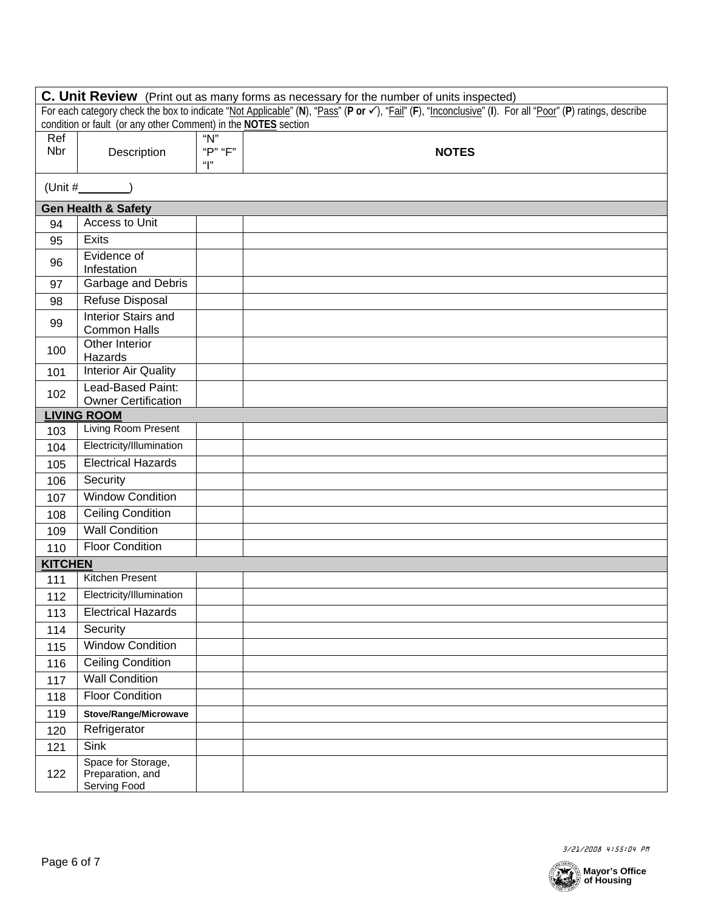| **C. Unit Review** (Print out as many forms as necessary for the number of units inspected) | | | |
|---|---|---|---|
| For each category check the box to indicate "Not Applicable" (**N**), "Pass" (**P or ✓**), "Fail" (**F**), "Inconclusive" (**I**). For all "Poor" (**P**) ratings, describe condition or fault (or any other Comment) in the **NOTES** section | | | |
| Ref Nbr | Description | "N" "P" "F" "I" | **NOTES** |
| (Unit # ________) | | | |
| **Gen Health & Safety** | | | |
| 94 | Access to Unit | | |
| 95 | Exits | | |
| 96 | Evidence of Infestation | | |
| 97 | Garbage and Debris | | |
| 98 | Refuse Disposal | | |
| 99 | Interior Stairs and Common Halls | | |
| 100 | Other Interior Hazards | | |
| 101 | Interior Air Quality | | |
| 102 | Lead-Based Paint: Owner Certification | | |
| **LIVING ROOM** | | | |
| 103 | Living Room Present | | |
| 104 | Electricity/Illumination | | |
| 105 | Electrical Hazards | | |
| 106 | Security | | |
| 107 | Window Condition | | |
| 108 | Ceiling Condition | | |
| 109 | Wall Condition | | |
| 110 | Floor Condition | | |
| **KITCHEN** | | | |
| 111 | Kitchen Present | | |
| 112 | Electricity/Illumination | | |
| 113 | Electrical Hazards | | |
| 114 | Security | | |
| 115 | Window Condition | | |
| 116 | Ceiling Condition | | |
| 117 | Wall Condition | | |
| 118 | Floor Condition | | |
| 119 | **Stove/Range/Microwave** | | |
| 120 | Refrigerator | | |
| 121 | Sink | | |
| 122 | Space for Storage, Preparation, and Serving Food | | |

3/21/2008 4:55:04 PM

Mayor's Office of Housing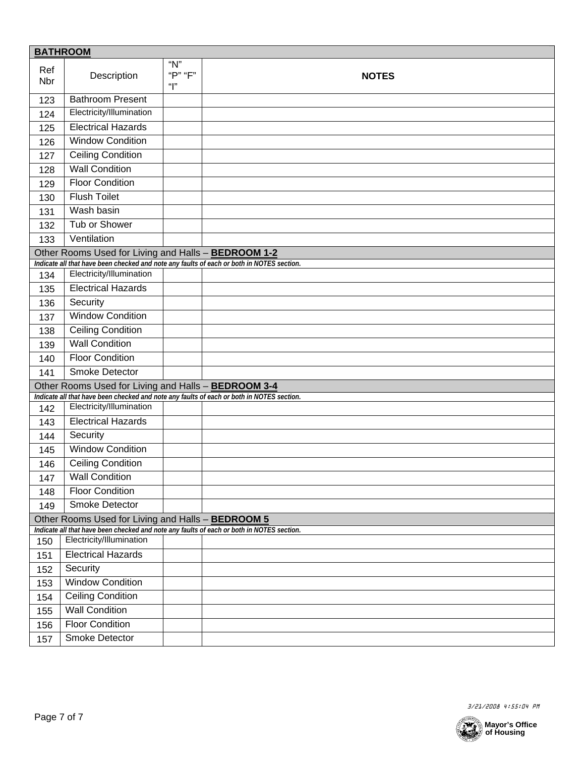| **BATHROOM** | | | |
|---|---|---|---|
| Ref Nbr | Description | "N" "P" "F" "I" | **NOTES** |
| 123 | Bathroom Present | | |
| 124 | Electricity/Illumination | | |
| 125 | Electrical Hazards | | |
| 126 | Window Condition | | |
| 127 | Ceiling Condition | | |
| 128 | Wall Condition | | |
| 129 | Floor Condition | | |
| 130 | Flush Toilet | | |
| 131 | Wash basin | | |
| 132 | Tub or Shower | | |
| 133 | Ventilation | | |
| Other Rooms Used for Living and Halls – **BEDROOM 1-2** | | | |
| *Indicate all that have been checked and note any faults of each or both in NOTES section.* | | | |
| 134 | Electricity/Illumination | | |
| 135 | Electrical Hazards | | |
| 136 | Security | | |
| 137 | Window Condition | | |
| 138 | Ceiling Condition | | |
| 139 | Wall Condition | | |
| 140 | Floor Condition | | |
| 141 | Smoke Detector | | |
| Other Rooms Used for Living and Halls – **BEDROOM 3-4** | | | |
| *Indicate all that have been checked and note any faults of each or both in NOTES section.* | | | |
| 142 | Electricity/Illumination | | |
| 143 | Electrical Hazards | | |
| 144 | Security | | |
| 145 | Window Condition | | |
| 146 | Ceiling Condition | | |
| 147 | Wall Condition | | |
| 148 | Floor Condition | | |
| 149 | Smoke Detector | | |
| Other Rooms Used for Living and Halls – **BEDROOM 5** | | | |
| *Indicate all that have been checked and note any faults of each or both in NOTES section.* | | | |
| 150 | Electricity/Illumination | | |
| 151 | Electrical Hazards | | |
| 152 | Security | | |
| 153 | Window Condition | | |
| 154 | Ceiling Condition | | |
| 155 | Wall Condition | | |
| 156 | Floor Condition | | |
| 157 | Smoke Detector | | |

3/21/2008 4:55:04 PM

Mayor's Office of Housing